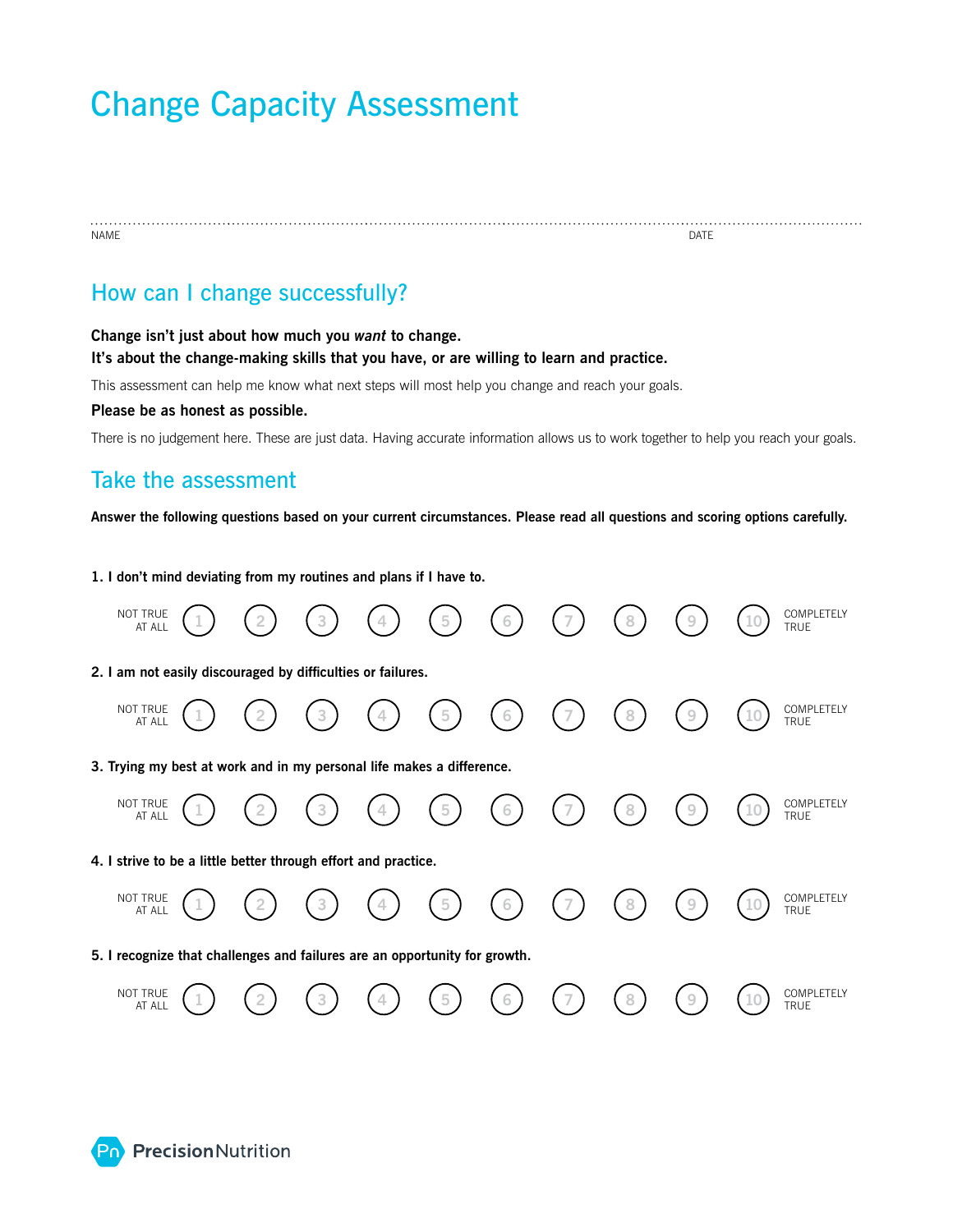# Change Capacity Assessment

NAME DATE

## How can I change successfully?

**Change isn't just about how much you *want* to change.**
**It's about the change-making skills that you have, or are willing to learn and practice.**

This assessment can help me know what next steps will most help you change and reach your goals.

**Please be as honest as possible.**

There is no judgement here. These are just data. Having accurate information allows us to work together to help you reach your goals.

## Take the assessment

**Answer the following questions based on your current circumstances. Please read all questions and scoring options carefully.**

**1. I don't mind deviating from my routines and plans if I have to.**

NOT TRUE AT ALL 1 2 3 4 5 6 7 8 9 10 COMPLETELY TRUE

**2. I am not easily discouraged by difficulties or failures.**

NOT TRUE AT ALL 1 2 3 4 5 6 7 8 9 10 COMPLETELY TRUE

**3. Trying my best at work and in my personal life makes a difference.**

NOT TRUE AT ALL 1 2 3 4 5 6 7 8 9 10 COMPLETELY TRUE

**4. I strive to be a little better through effort and practice.**

NOT TRUE AT ALL 1 2 3 4 5 6 7 8 9 10 COMPLETELY TRUE

**5. I recognize that challenges and failures are an opportunity for growth.**

NOT TRUE AT ALL 1 2 3 4 5 6 7 8 9 10 COMPLETELY TRUE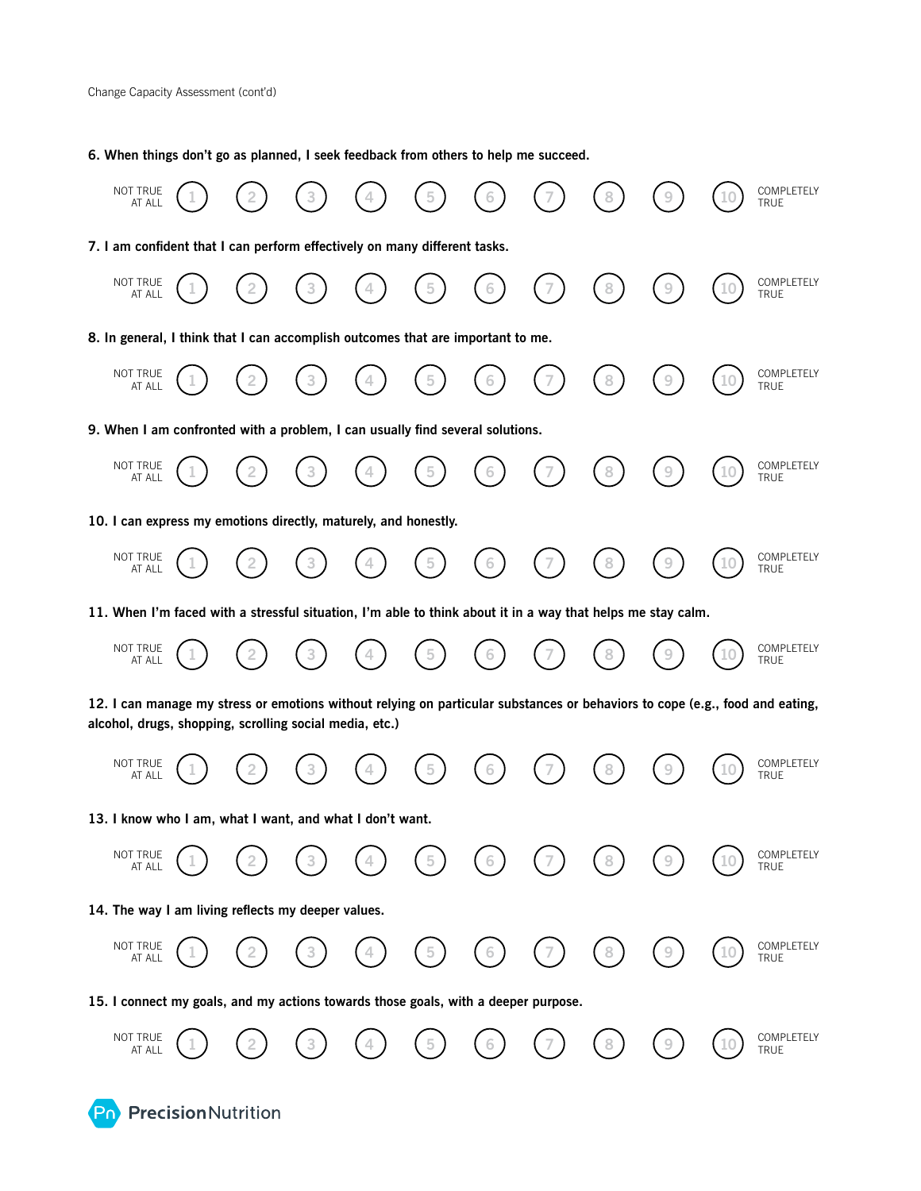Change Capacity Assessment (cont'd)

**6. When things don't go as planned, I seek feedback from others to help me succeed.**

NOT TRUE AT ALL ① ② ③ ④ ⑤ ⑥ ⑦ ⑧ ⑨ ⑩ COMPLETELY TRUE

**7. I am confident that I can perform effectively on many different tasks.**

NOT TRUE AT ALL ① ② ③ ④ ⑤ ⑥ ⑦ ⑧ ⑨ ⑩ COMPLETELY TRUE

**8. In general, I think that I can accomplish outcomes that are important to me.**

NOT TRUE AT ALL ① ② ③ ④ ⑤ ⑥ ⑦ ⑧ ⑨ ⑩ COMPLETELY TRUE

**9. When I am confronted with a problem, I can usually find several solutions.**

NOT TRUE AT ALL ① ② ③ ④ ⑤ ⑥ ⑦ ⑧ ⑨ ⑩ COMPLETELY TRUE

**10. I can express my emotions directly, maturely, and honestly.**

NOT TRUE AT ALL ① ② ③ ④ ⑤ ⑥ ⑦ ⑧ ⑨ ⑩ COMPLETELY TRUE

**11. When I'm faced with a stressful situation, I'm able to think about it in a way that helps me stay calm.**

NOT TRUE AT ALL ① ② ③ ④ ⑤ ⑥ ⑦ ⑧ ⑨ ⑩ COMPLETELY TRUE

**12. I can manage my stress or emotions without relying on particular substances or behaviors to cope (e.g., food and eating, alcohol, drugs, shopping, scrolling social media, etc.)**

NOT TRUE AT ALL ① ② ③ ④ ⑤ ⑥ ⑦ ⑧ ⑨ ⑩ COMPLETELY TRUE

**13. I know who I am, what I want, and what I don't want.**

NOT TRUE AT ALL ① ② ③ ④ ⑤ ⑥ ⑦ ⑧ ⑨ ⑩ COMPLETELY TRUE

**14. The way I am living reflects my deeper values.**

NOT TRUE AT ALL ① ② ③ ④ ⑤ ⑥ ⑦ ⑧ ⑨ ⑩ COMPLETELY TRUE

**15. I connect my goals, and my actions towards those goals, with a deeper purpose.**

NOT TRUE AT ALL ① ② ③ ④ ⑤ ⑥ ⑦ ⑧ ⑨ ⑩ COMPLETELY TRUE

Pn PrecisionNutrition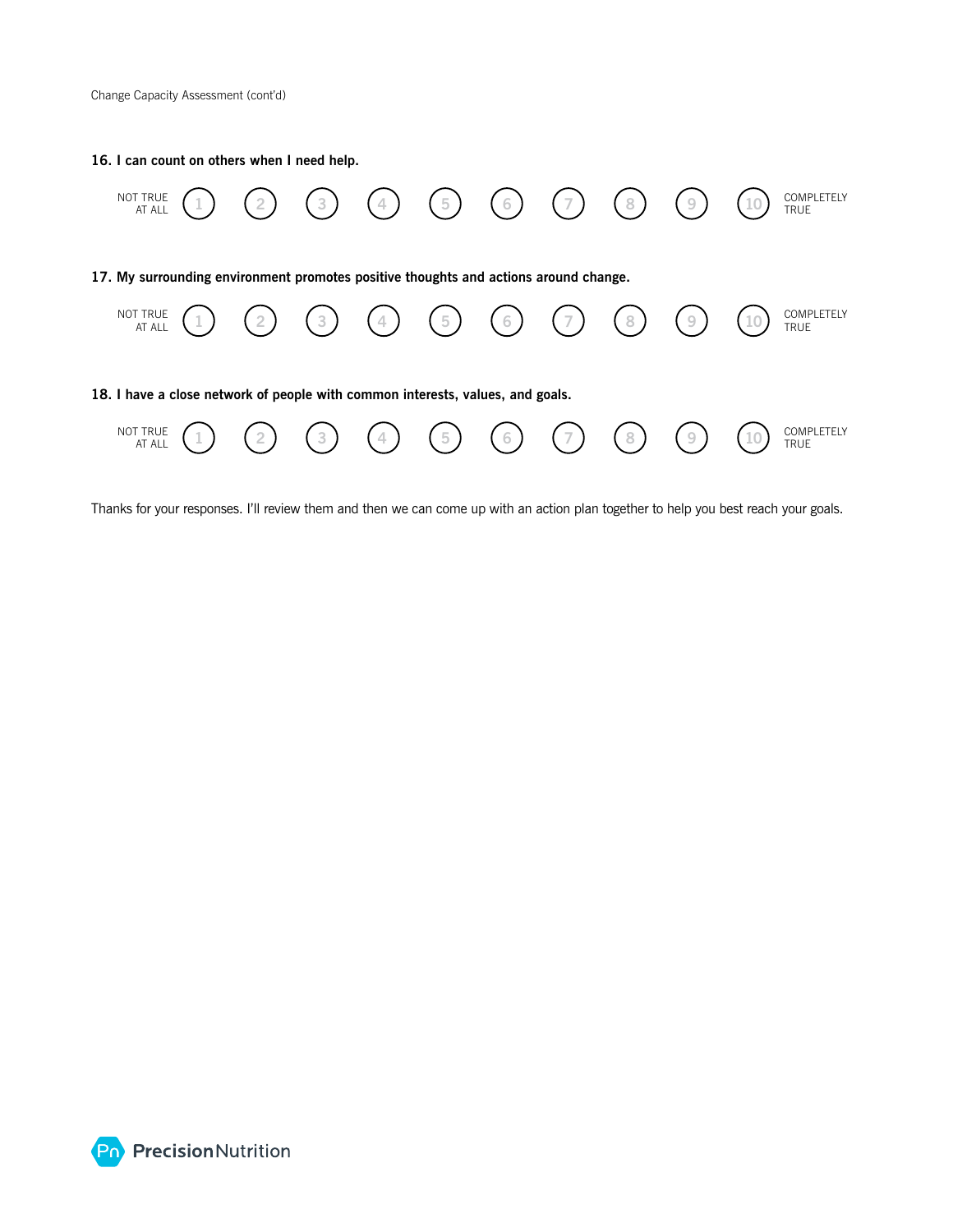**16. I can count on others when I need help.**

NOT TRUE AT ALL 1 2 3 4 5 6 7 8 9 10 COMPLETELY TRUE

**17. My surrounding environment promotes positive thoughts and actions around change.**

NOT TRUE AT ALL 1 2 3 4 5 6 7 8 9 10 COMPLETELY TRUE

**18. I have a close network of people with common interests, values, and goals.**

NOT TRUE AT ALL 1 2 3 4 5 6 7 8 9 10 COMPLETELY TRUE

Thanks for your responses. I'll review them and then we can come up with an action plan together to help you best reach your goals.